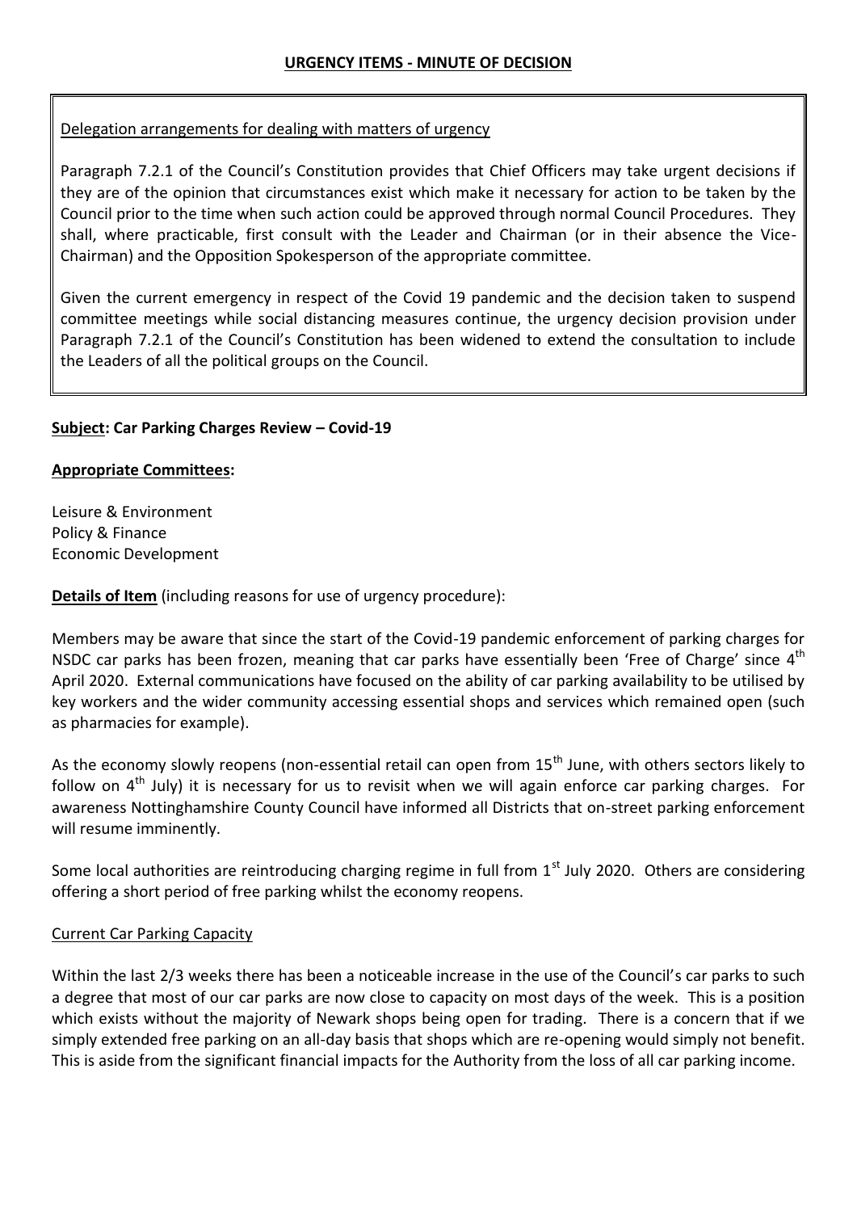## URGENCY ITEMS - MINUTE OF DECISION

Delegation arrangements for dealing with matters of urgency

Paragraph 7.2.1 of the Council's Constitution provides that Chief Officers may take urgent decisions if they are of the opinion that circumstances exist which make it necessary for action to be taken by the Council prior to the time when such action could be approved through normal Council Procedures. They shall, where practicable, first consult with the Leader and Chairman (or in their absence the Vice-Chairman) and the Opposition Spokesperson of the appropriate committee.

Given the current emergency in respect of the Covid 19 pandemic and the decision taken to suspend committee meetings while social distancing measures continue, the urgency decision provision under Paragraph 7.2.1 of the Council's Constitution has been widened to extend the consultation to include the Leaders of all the political groups on the Council.

**Subject: Car Parking Charges Review – Covid-19**

**Appropriate Committees:**

Leisure & Environment
Policy & Finance
Economic Development

**Details of Item** (including reasons for use of urgency procedure):

Members may be aware that since the start of the Covid-19 pandemic enforcement of parking charges for NSDC car parks has been frozen, meaning that car parks have essentially been 'Free of Charge' since 4th April 2020. External communications have focused on the ability of car parking availability to be utilised by key workers and the wider community accessing essential shops and services which remained open (such as pharmacies for example).

As the economy slowly reopens (non-essential retail can open from 15th June, with others sectors likely to follow on 4th July) it is necessary for us to revisit when we will again enforce car parking charges. For awareness Nottinghamshire County Council have informed all Districts that on-street parking enforcement will resume imminently.

Some local authorities are reintroducing charging regime in full from 1st July 2020. Others are considering offering a short period of free parking whilst the economy reopens.

Current Car Parking Capacity

Within the last 2/3 weeks there has been a noticeable increase in the use of the Council's car parks to such a degree that most of our car parks are now close to capacity on most days of the week. This is a position which exists without the majority of Newark shops being open for trading. There is a concern that if we simply extended free parking on an all-day basis that shops which are re-opening would simply not benefit. This is aside from the significant financial impacts for the Authority from the loss of all car parking income.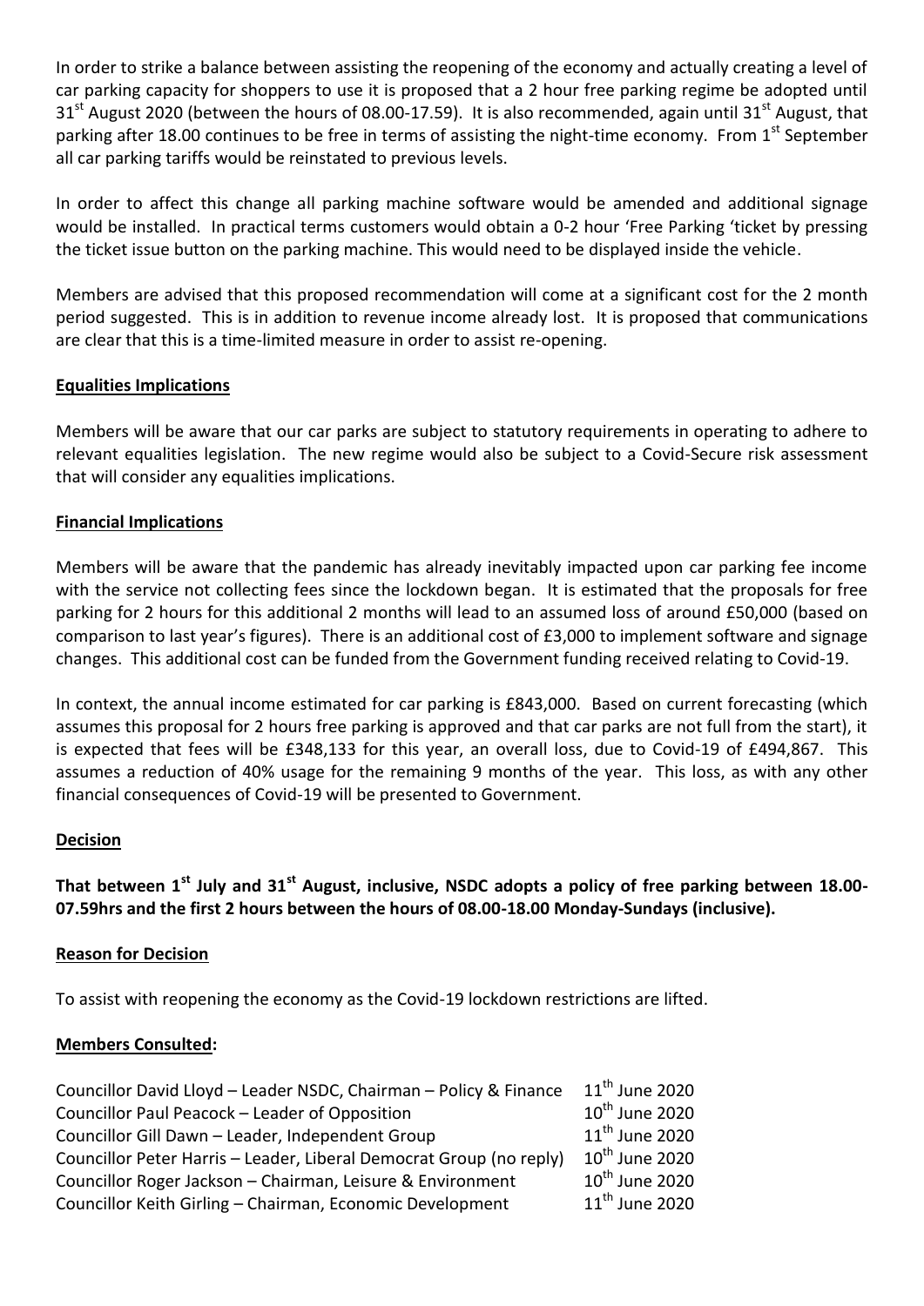In order to strike a balance between assisting the reopening of the economy and actually creating a level of car parking capacity for shoppers to use it is proposed that a 2 hour free parking regime be adopted until 31st August 2020 (between the hours of 08.00-17.59). It is also recommended, again until 31st August, that parking after 18.00 continues to be free in terms of assisting the night-time economy. From 1st September all car parking tariffs would be reinstated to previous levels.

In order to affect this change all parking machine software would be amended and additional signage would be installed. In practical terms customers would obtain a 0-2 hour 'Free Parking 'ticket by pressing the ticket issue button on the parking machine. This would need to be displayed inside the vehicle.

Members are advised that this proposed recommendation will come at a significant cost for the 2 month period suggested. This is in addition to revenue income already lost. It is proposed that communications are clear that this is a time-limited measure in order to assist re-opening.

## Equalities Implications

Members will be aware that our car parks are subject to statutory requirements in operating to adhere to relevant equalities legislation. The new regime would also be subject to a Covid-Secure risk assessment that will consider any equalities implications.

## Financial Implications

Members will be aware that the pandemic has already inevitably impacted upon car parking fee income with the service not collecting fees since the lockdown began. It is estimated that the proposals for free parking for 2 hours for this additional 2 months will lead to an assumed loss of around £50,000 (based on comparison to last year's figures). There is an additional cost of £3,000 to implement software and signage changes. This additional cost can be funded from the Government funding received relating to Covid-19.

In context, the annual income estimated for car parking is £843,000. Based on current forecasting (which assumes this proposal for 2 hours free parking is approved and that car parks are not full from the start), it is expected that fees will be £348,133 for this year, an overall loss, due to Covid-19 of £494,867. This assumes a reduction of 40% usage for the remaining 9 months of the year. This loss, as with any other financial consequences of Covid-19 will be presented to Government.

## Decision

**That between 1st July and 31st August, inclusive, NSDC adopts a policy of free parking between 18.00-07.59hrs and the first 2 hours between the hours of 08.00-18.00 Monday-Sundays (inclusive).**

## Reason for Decision

To assist with reopening the economy as the Covid-19 lockdown restrictions are lifted.

## Members Consulted:

| | |
|---|---|
| Councillor David Lloyd – Leader NSDC, Chairman – Policy & Finance | 11th June 2020 |
| Councillor Paul Peacock – Leader of Opposition | 10th June 2020 |
| Councillor Gill Dawn – Leader, Independent Group | 11th June 2020 |
| Councillor Peter Harris – Leader, Liberal Democrat Group (no reply) | 10th June 2020 |
| Councillor Roger Jackson – Chairman, Leisure & Environment | 10th June 2020 |
| Councillor Keith Girling – Chairman, Economic Development | 11th June 2020 |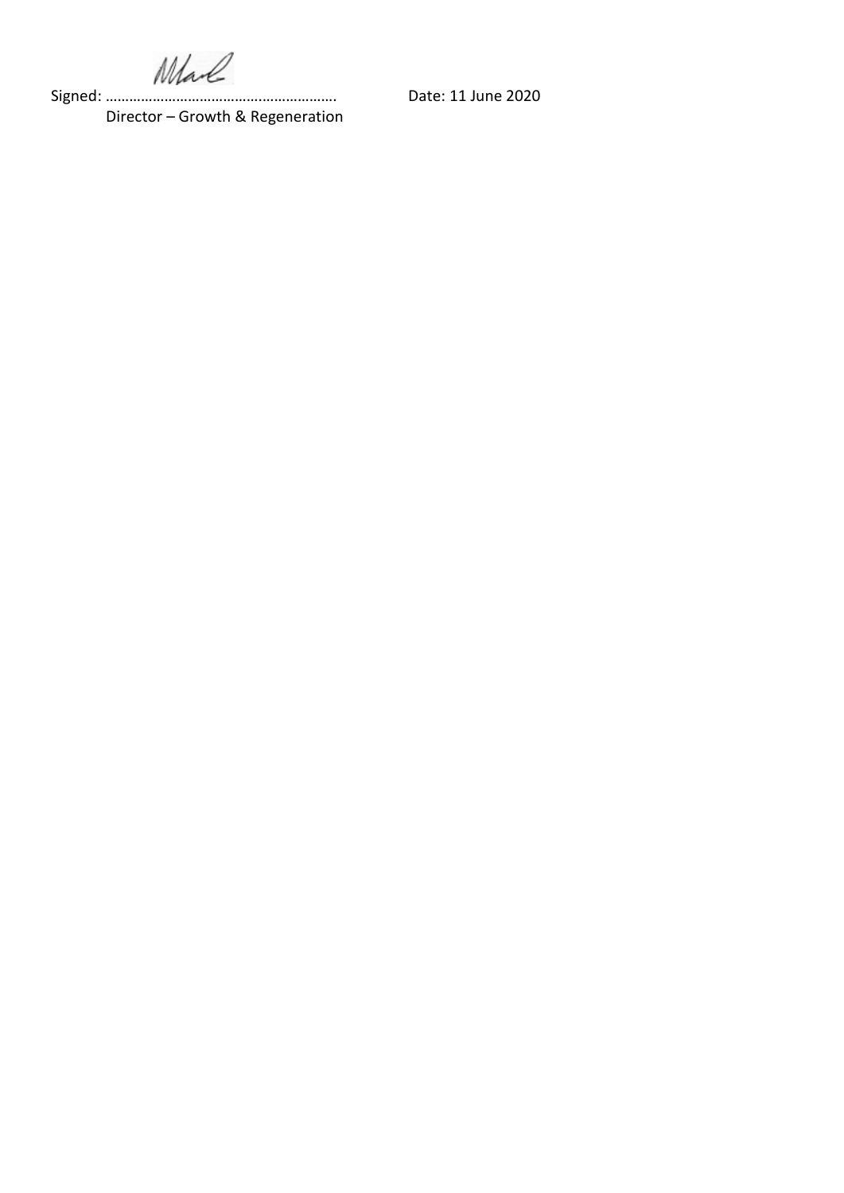Signed: …………………………………………………. Date: 11 June 2020

Director – Growth & Regeneration